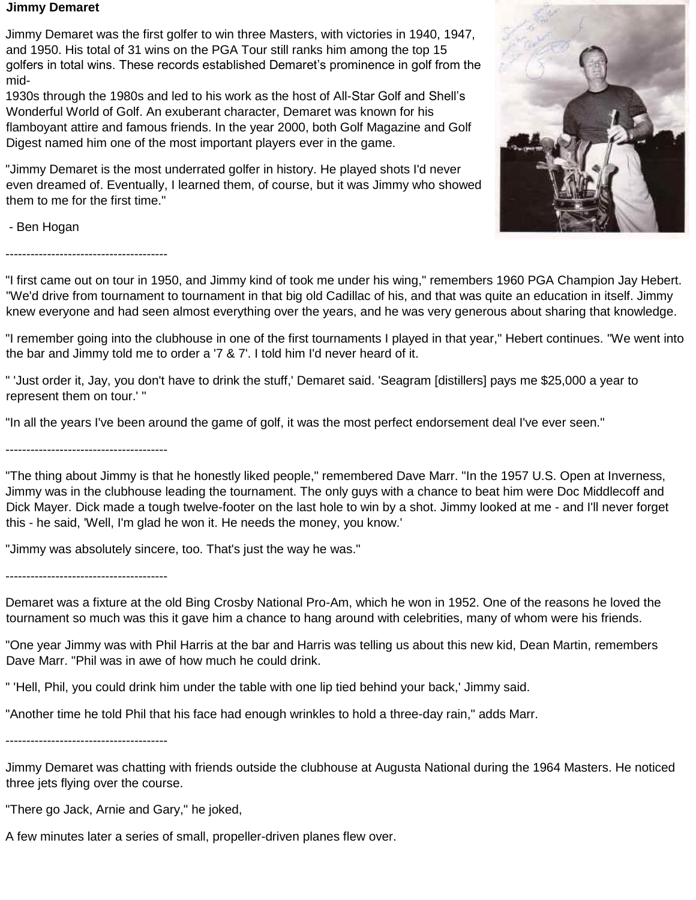**Jimmy Demaret**

Jimmy Demaret was the first golfer to win three Masters, with victories in 1940, 1947, and 1950. His total of 31 wins on the PGA Tour still ranks him among the top 15 golfers in total wins. These records established Demaret's prominence in golf from the mid-
1930s through the 1980s and led to his work as the host of All-Star Golf and Shell's Wonderful World of Golf. An exuberant character, Demaret was known for his flamboyant attire and famous friends. In the year 2000, both Golf Magazine and Golf Digest named him one of the most important players ever in the game.

"Jimmy Demaret is the most underrated golfer in history. He played shots I'd never even dreamed of. Eventually, I learned them, of course, but it was Jimmy who showed them to me for the first time."

- Ben Hogan

---

"I first came out on tour in 1950, and Jimmy kind of took me under his wing," remembers 1960 PGA Champion Jay Hebert. "We'd drive from tournament to tournament in that big old Cadillac of his, and that was quite an education in itself. Jimmy knew everyone and had seen almost everything over the years, and he was very generous about sharing that knowledge.

"I remember going into the clubhouse in one of the first tournaments I played in that year," Hebert continues. "We went into the bar and Jimmy told me to order a '7 & 7'. I told him I'd never heard of it.

" 'Just order it, Jay, you don't have to drink the stuff,' Demaret said. 'Seagram [distillers] pays me $25,000 a year to represent them on tour.' "

"In all the years I've been around the game of golf, it was the most perfect endorsement deal I've ever seen."

---

"The thing about Jimmy is that he honestly liked people," remembered Dave Marr. "In the 1957 U.S. Open at Inverness, Jimmy was in the clubhouse leading the tournament. The only guys with a chance to beat him were Doc Middlecoff and Dick Mayer. Dick made a tough twelve-footer on the last hole to win by a shot. Jimmy looked at me - and I'll never forget this - he said, 'Well, I'm glad he won it. He needs the money, you know.'

"Jimmy was absolutely sincere, too. That's just the way he was."

---

Demaret was a fixture at the old Bing Crosby National Pro-Am, which he won in 1952. One of the reasons he loved the tournament so much was this it gave him a chance to hang around with celebrities, many of whom were his friends.

"One year Jimmy was with Phil Harris at the bar and Harris was telling us about this new kid, Dean Martin, remembers Dave Marr. "Phil was in awe of how much he could drink.

" 'Hell, Phil, you could drink him under the table with one lip tied behind your back,' Jimmy said.

"Another time he told Phil that his face had enough wrinkles to hold a three-day rain," adds Marr.

---

Jimmy Demaret was chatting with friends outside the clubhouse at Augusta National during the 1964 Masters. He noticed three jets flying over the course.

"There go Jack, Arnie and Gary," he joked,

A few minutes later a series of small, propeller-driven planes flew over.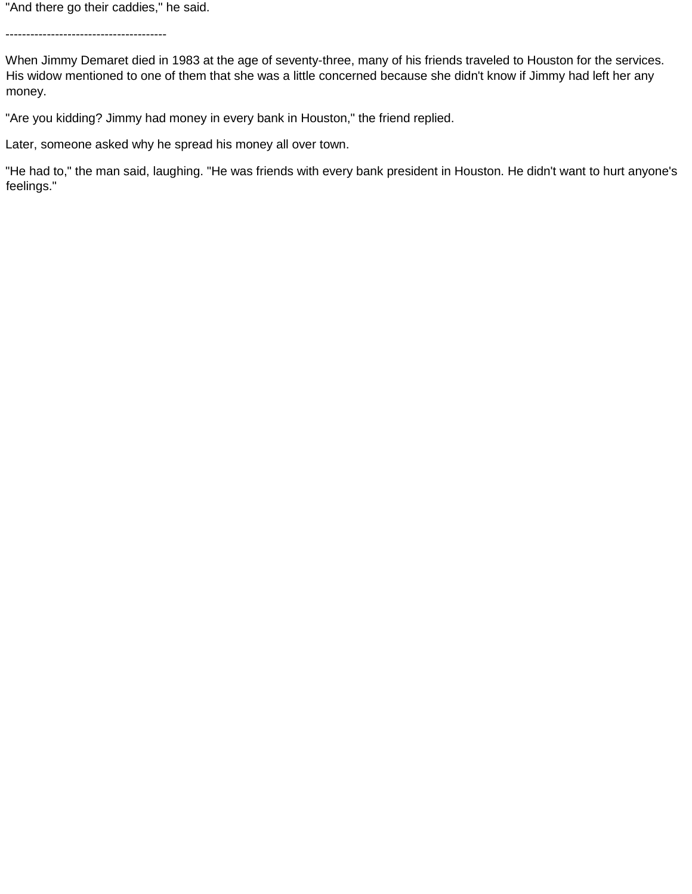"And there go their caddies," he said.

---------------------------------------

When Jimmy Demaret died in 1983 at the age of seventy-three, many of his friends traveled to Houston for the services. His widow mentioned to one of them that she was a little concerned because she didn't know if Jimmy had left her any money.

"Are you kidding? Jimmy had money in every bank in Houston," the friend replied.

Later, someone asked why he spread his money all over town.

"He had to," the man said, laughing. "He was friends with every bank president in Houston. He didn't want to hurt anyone's feelings."